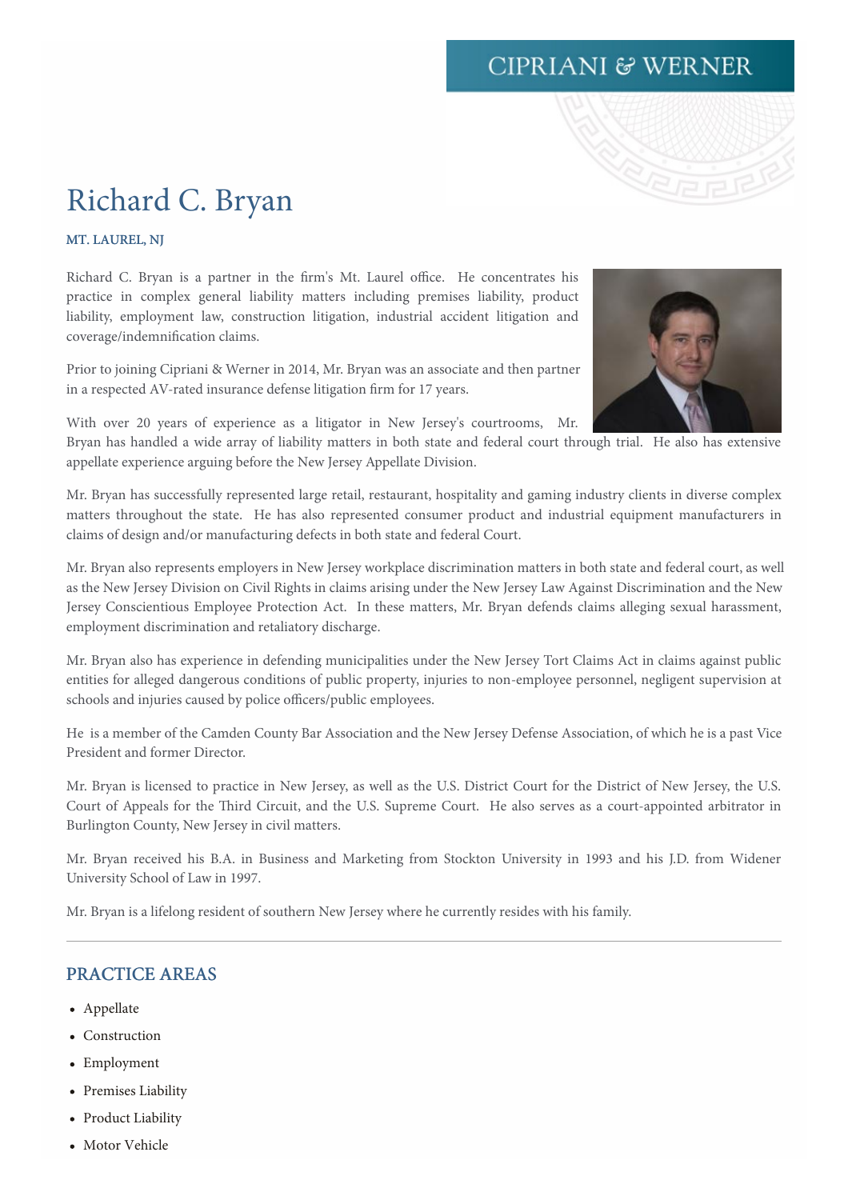# Richard C. Bryan

**MT. LAUREL, NJ**

Richard C. Bryan is a partner in the firm's Mt. Laurel office. He concentrates his practice in complex general liability matters including premises liability, product liability, employment law, construction litigation, industrial accident litigation and coverage/indemnification claims.

Prior to joining Cipriani & Werner in 2014, Mr. Bryan was an associate and then partner in a respected AV-rated insurance defense litigation firm for 17 years.

With over 20 years of experience as a litigator in New Jersey's courtrooms, Mr. Bryan has handled a wide array of liability matters in both state and federal court through trial. He also has extensive appellate experience arguing before the New Jersey Appellate Division.

Mr. Bryan has successfully represented large retail, restaurant, hospitality and gaming industry clients in diverse complex matters throughout the state. He has also represented consumer product and industrial equipment manufacturers in claims of design and/or manufacturing defects in both state and federal Court.

Mr. Bryan also represents employers in New Jersey workplace discrimination matters in both state and federal court, as well as the New Jersey Division on Civil Rights in claims arising under the New Jersey Law Against Discrimination and the New Jersey Conscientious Employee Protection Act. In these matters, Mr. Bryan defends claims alleging sexual harassment, employment discrimination and retaliatory discharge.

Mr. Bryan also has experience in defending municipalities under the New Jersey Tort Claims Act in claims against public entities for alleged dangerous conditions of public property, injuries to non-employee personnel, negligent supervision at schools and injuries caused by police officers/public employees.

He is a member of the Camden County Bar Association and the New Jersey Defense Association, of which he is a past Vice President and former Director.

Mr. Bryan is licensed to practice in New Jersey, as well as the U.S. District Court for the District of New Jersey, the U.S. Court of Appeals for the Third Circuit, and the U.S. Supreme Court. He also serves as a court-appointed arbitrator in Burlington County, New Jersey in civil matters.

Mr. Bryan received his B.A. in Business and Marketing from Stockton University in 1993 and his J.D. from Widener University School of Law in 1997.

Mr. Bryan is a lifelong resident of southern New Jersey where he currently resides with his family.

---

## PRACTICE AREAS

- Appellate
- Construction
- Employment
- Premises Liability
- Product Liability
- Motor Vehicle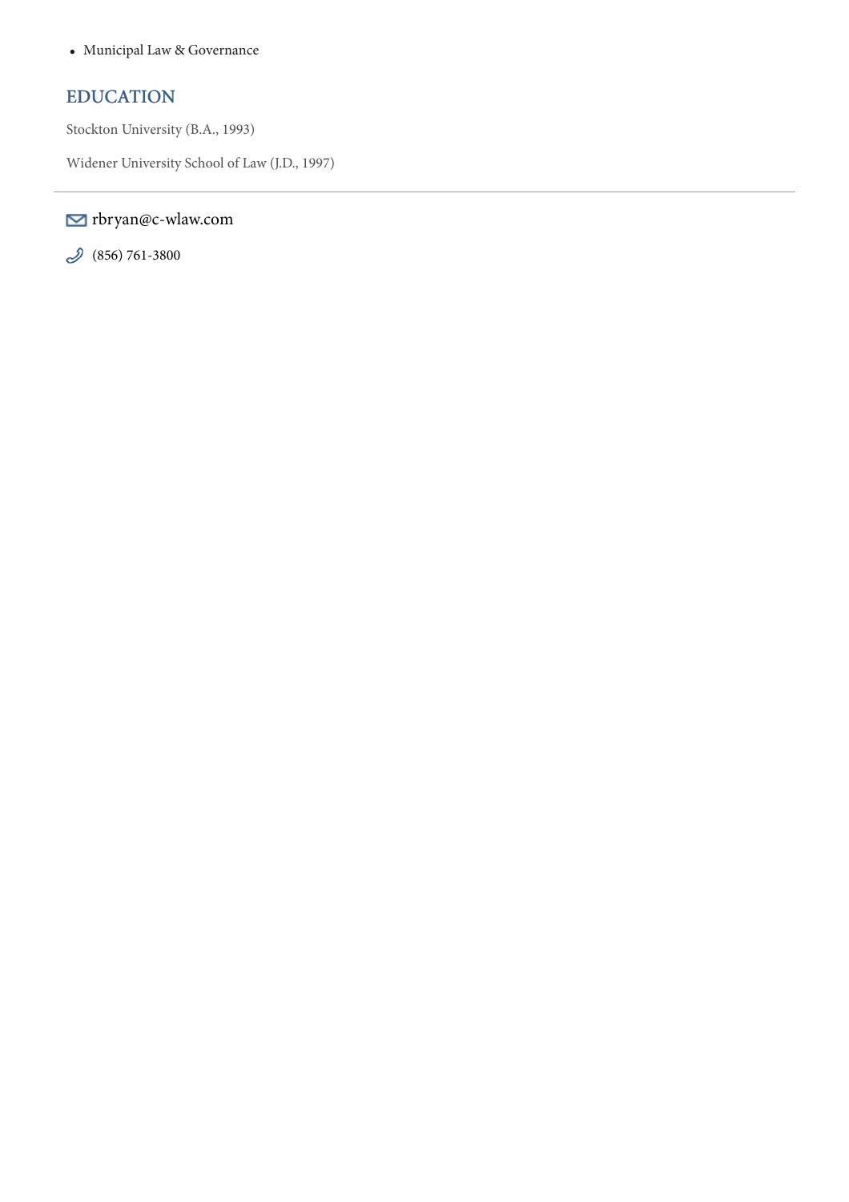- Municipal Law & Governance

## EDUCATION

Stockton University (B.A., 1993)

Widener University School of Law (J.D., 1997)

---

rbryan@c-wlaw.com

(856) 761-3800